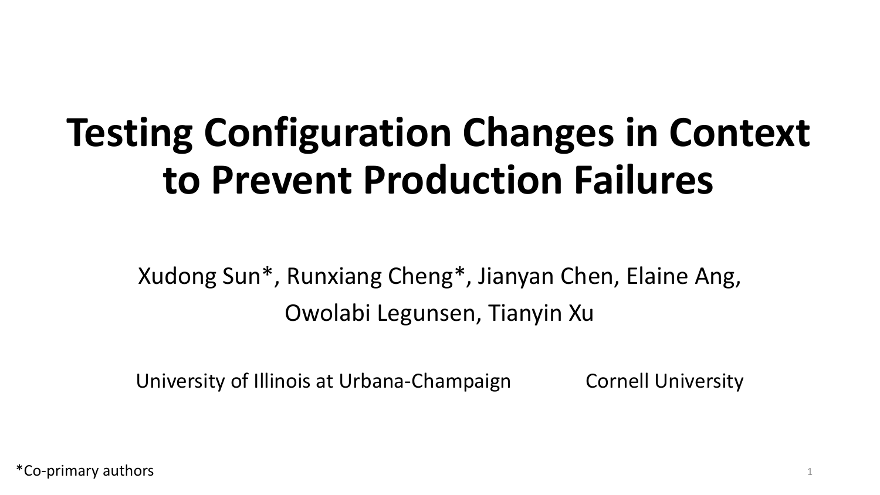# Testing Configuration Changes in Context to Prevent Production Failures

Xudong Sun*, Runxiang Cheng*, Jianyan Chen, Elaine Ang, Owolabi Legunsen, Tianyin Xu

University of Illinois at Urbana-Champaign Cornell University

*Co-primary authors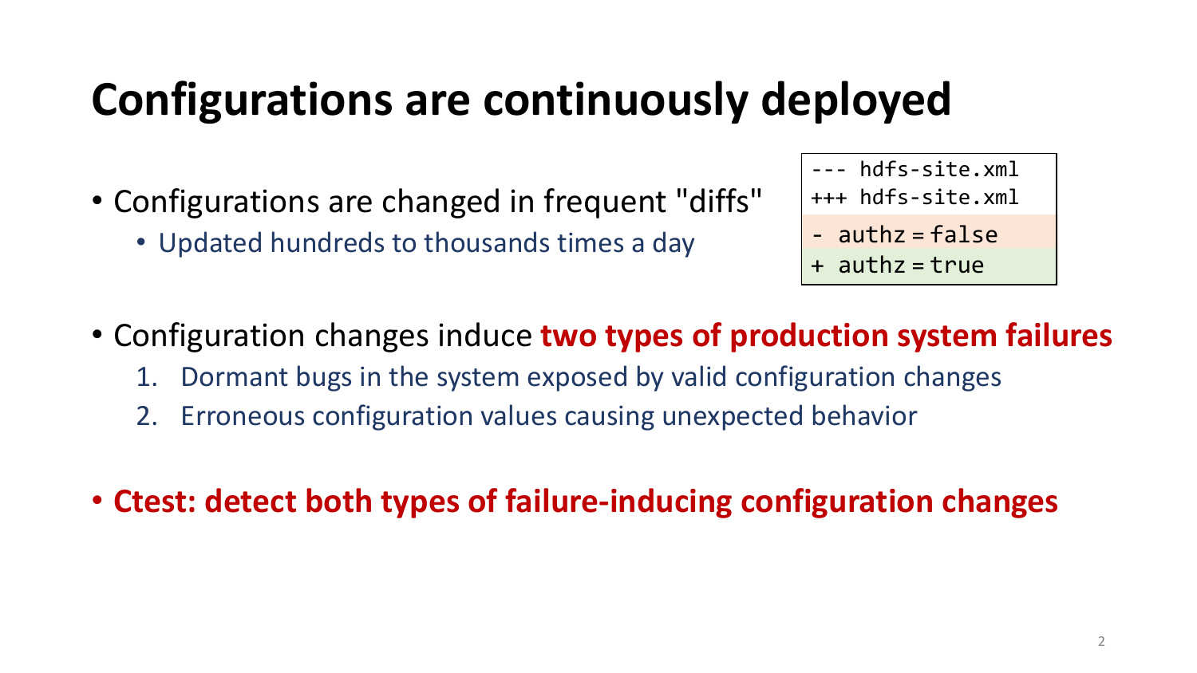# Configurations are continuously deployed

- Configurations are changed in frequent "diffs"
  - Updated hundreds to thousands times a day

```
--- hdfs-site.xml
+++ hdfs-site.xml
- authz = false
+ authz = true
```

- Configuration changes induce **two types of production system failures**
  1. Dormant bugs in the system exposed by valid configuration changes
  2. Erroneous configuration values causing unexpected behavior

- **Ctest: detect both types of failure-inducing configuration changes**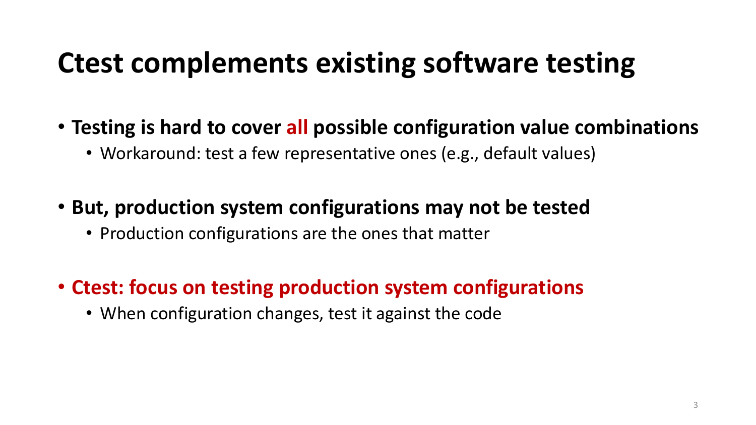# Ctest complements existing software testing

- **Testing is hard to cover all possible configuration value combinations**
  - Workaround: test a few representative ones (e.g., default values)

- **But, production system configurations may not be tested**
  - Production configurations are the ones that matter

- **Ctest: focus on testing production system configurations**
  - When configuration changes, test it against the code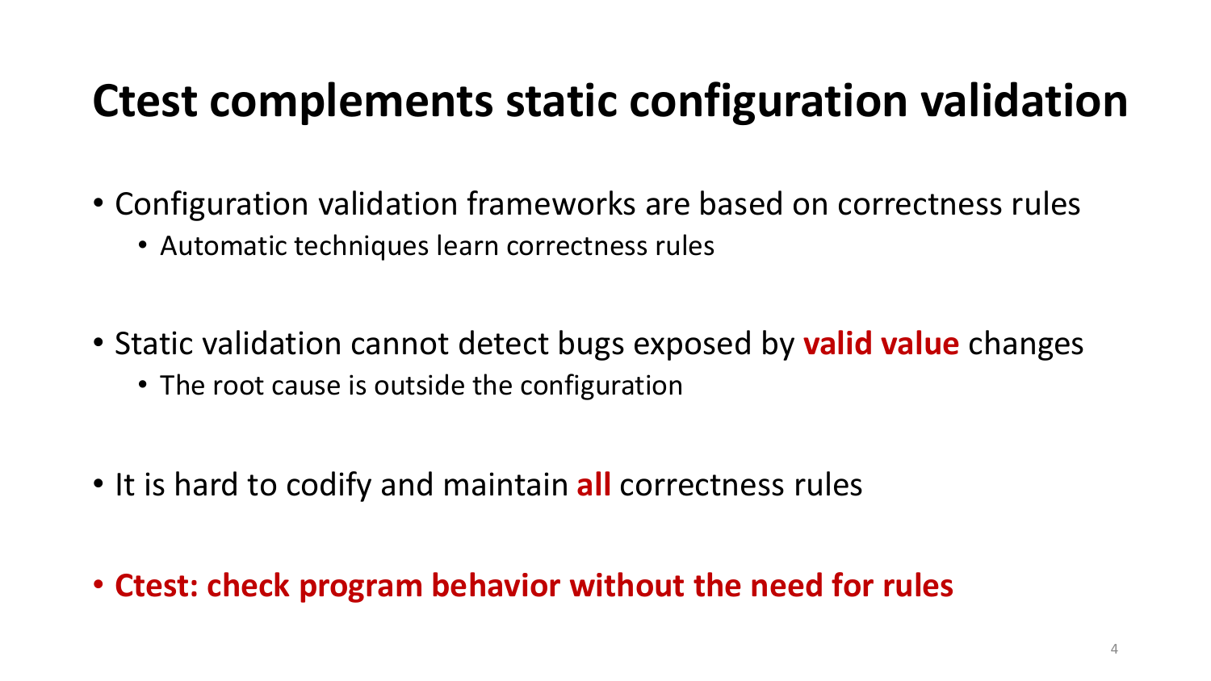# Ctest complements static configuration validation

- Configuration validation frameworks are based on correctness rules
  - Automatic techniques learn correctness rules

- Static validation cannot detect bugs exposed by **valid value** changes
  - The root cause is outside the configuration

- It is hard to codify and maintain **all** correctness rules

- **Ctest: check program behavior without the need for rules**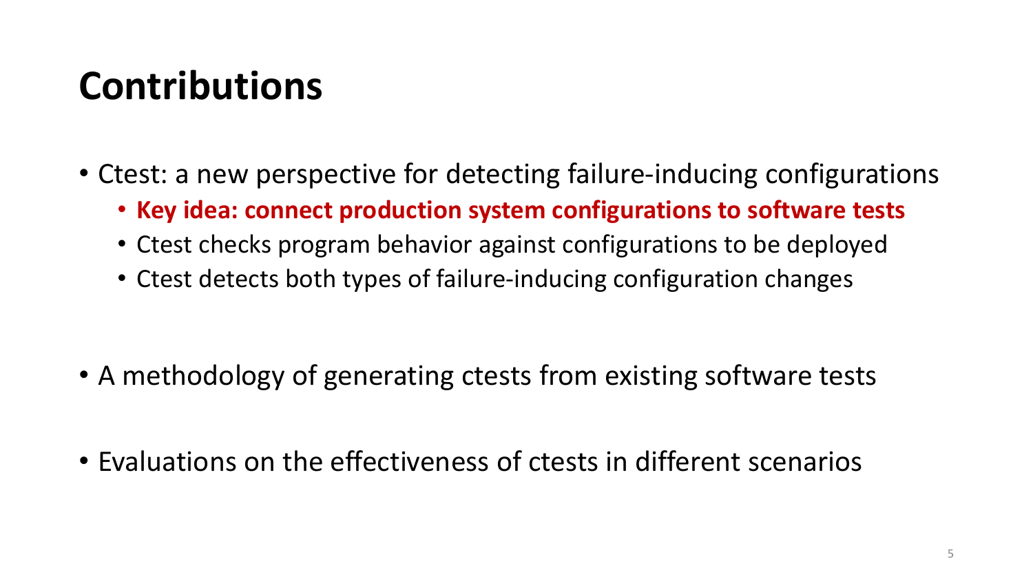# Contributions

- Ctest: a new perspective for detecting failure-inducing configurations
  - **Key idea: connect production system configurations to software tests**
  - Ctest checks program behavior against configurations to be deployed
  - Ctest detects both types of failure-inducing configuration changes
- A methodology of generating ctests from existing software tests
- Evaluations on the effectiveness of ctests in different scenarios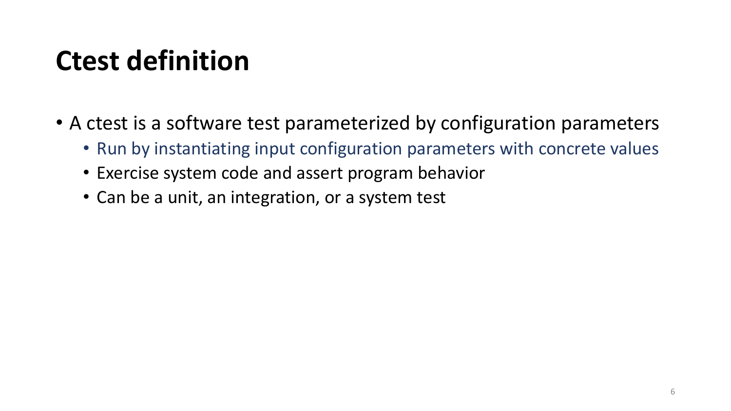# Ctest definition

- A ctest is a software test parameterized by configuration parameters
  - Run by instantiating input configuration parameters with concrete values
  - Exercise system code and assert program behavior
  - Can be a unit, an integration, or a system test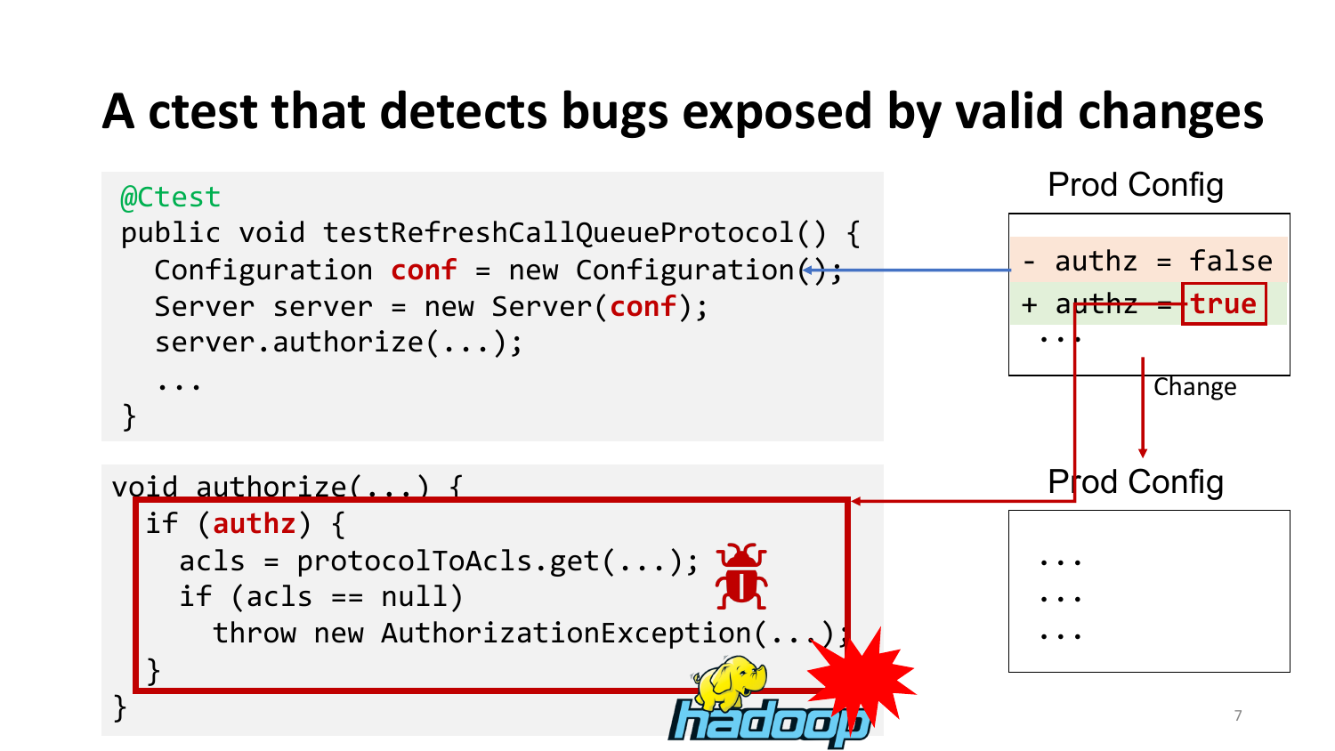# A ctest that detects bugs exposed by valid changes

```java
@Ctest
public void testRefreshCallQueueProtocol() {
  Configuration conf = new Configuration();
  Server server = new Server(conf);
  server.authorize(...);
  ...
}
```

```java
void authorize(...) {
  if (authz) {
    acls = protocolToAcls.get(...);
    if (acls == null)
      throw new AuthorizationException(...);
  }
}
```

Prod Config

```
- authz = false
+ authz = true
  ...
```

Change

Prod Config

```
...
...
...
```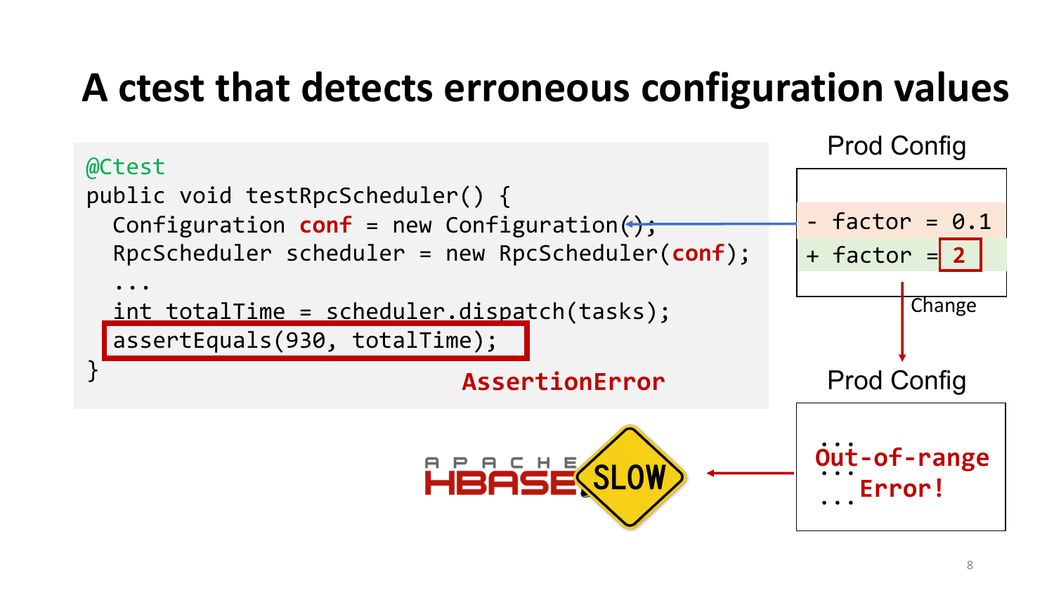# A ctest that detects erroneous configuration values

```
@Ctest
public void testRpcScheduler() {
  Configuration conf = new Configuration();
  RpcScheduler scheduler = new RpcScheduler(conf);
  ...
  int totalTime = scheduler.dispatch(tasks);
  assertEquals(930, totalTime);
}
```

AssertionError

Prod Config

```
- factor = 0.1
+ factor = 2
```

Change

Prod Config

```
...
Out-of-range
...
Error!
...
```

APACHE HBASE SLOW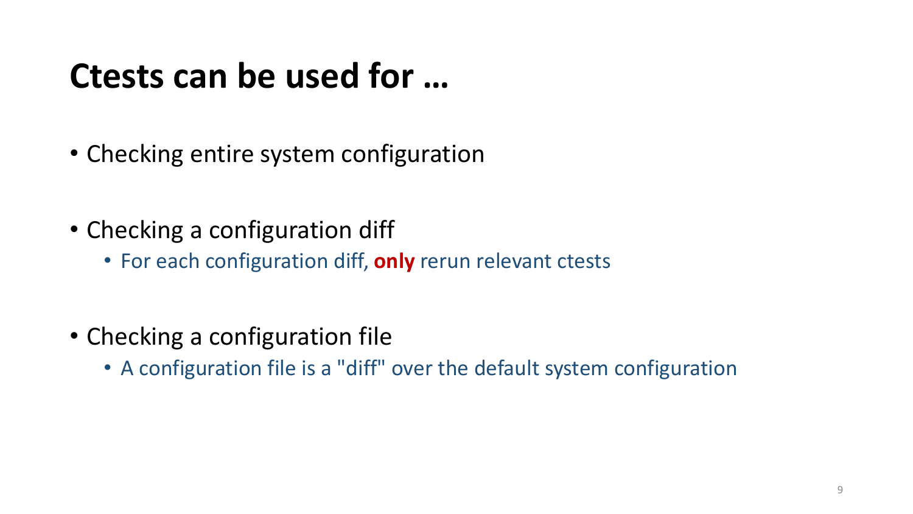# Ctests can be used for …

- Checking entire system configuration

- Checking a configuration diff
  - For each configuration diff, **only** rerun relevant ctests

- Checking a configuration file
  - A configuration file is a "diff" over the default system configuration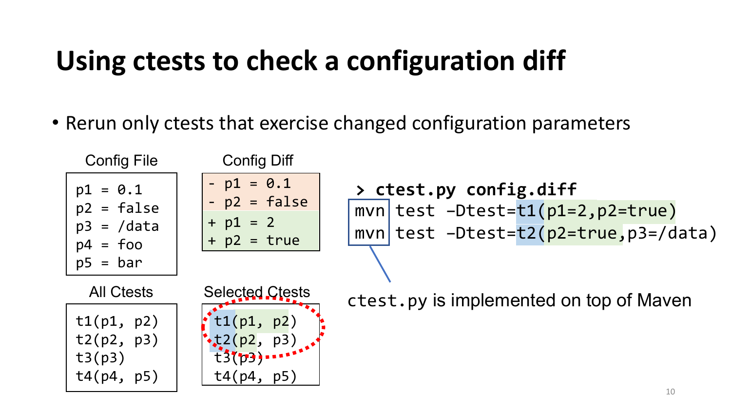# Using ctests to check a configuration diff

- Rerun only ctests that exercise changed configuration parameters

Config File

```
p1 = 0.1
p2 = false
p3 = /data
p4 = foo
p5 = bar
```

Config Diff

```
- p1 = 0.1
- p2 = false
+ p1 = 2
+ p2 = true
```

All Ctests

```
t1(p1, p2)
t2(p2, p3)
t3(p3)
t4(p4, p5)
```

Selected Ctests

```
t1(p1, p2)
t2(p2, p3)
t3(p3)
t4(p4, p5)
```

```
> ctest.py config.diff
mvn test -Dtest=t1(p1=2,p2=true)
mvn test -Dtest=t2(p2=true,p3=/data)
```

ctest.py is implemented on top of Maven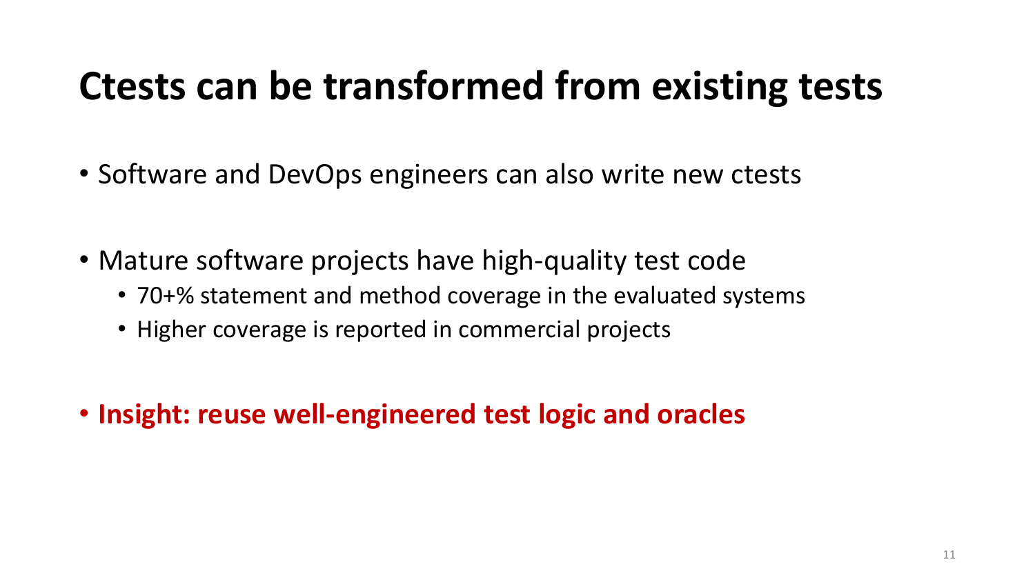# Ctests can be transformed from existing tests

- Software and DevOps engineers can also write new ctests
- Mature software projects have high-quality test code
  - 70+% statement and method coverage in the evaluated systems
  - Higher coverage is reported in commercial projects
- **Insight: reuse well-engineered test logic and oracles**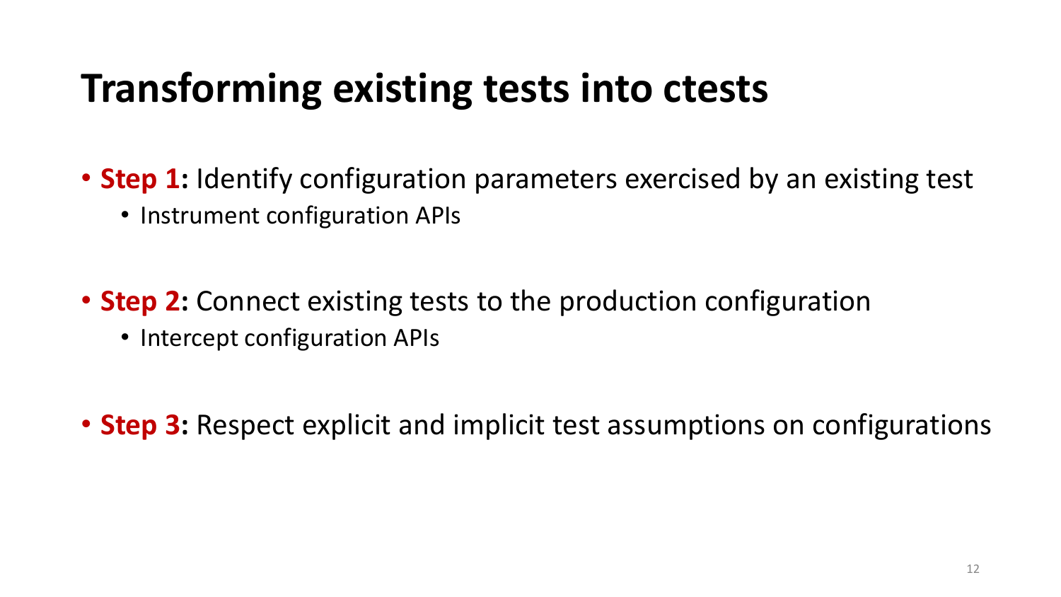# Transforming existing tests into ctests

- **Step 1:** Identify configuration parameters exercised by an existing test
  - Instrument configuration APIs
- **Step 2:** Connect existing tests to the production configuration
  - Intercept configuration APIs
- **Step 3:** Respect explicit and implicit test assumptions on configurations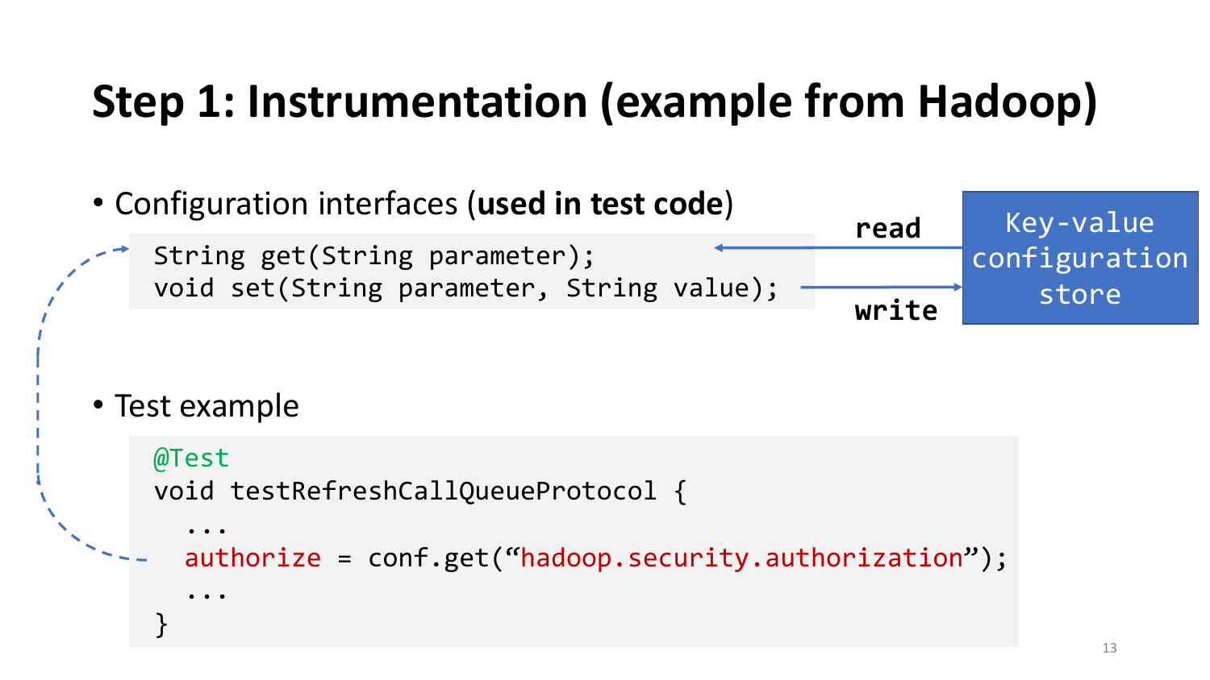# Step 1: Instrumentation (example from Hadoop)

- Configuration interfaces (**used in test code**)

```
String get(String parameter);
void set(String parameter, String value);
```

read

write

Key-value configuration store

- Test example

```
@Test
void testRefreshCallQueueProtocol {
  ...
  authorize = conf.get(“hadoop.security.authorization”);
  ...
}
```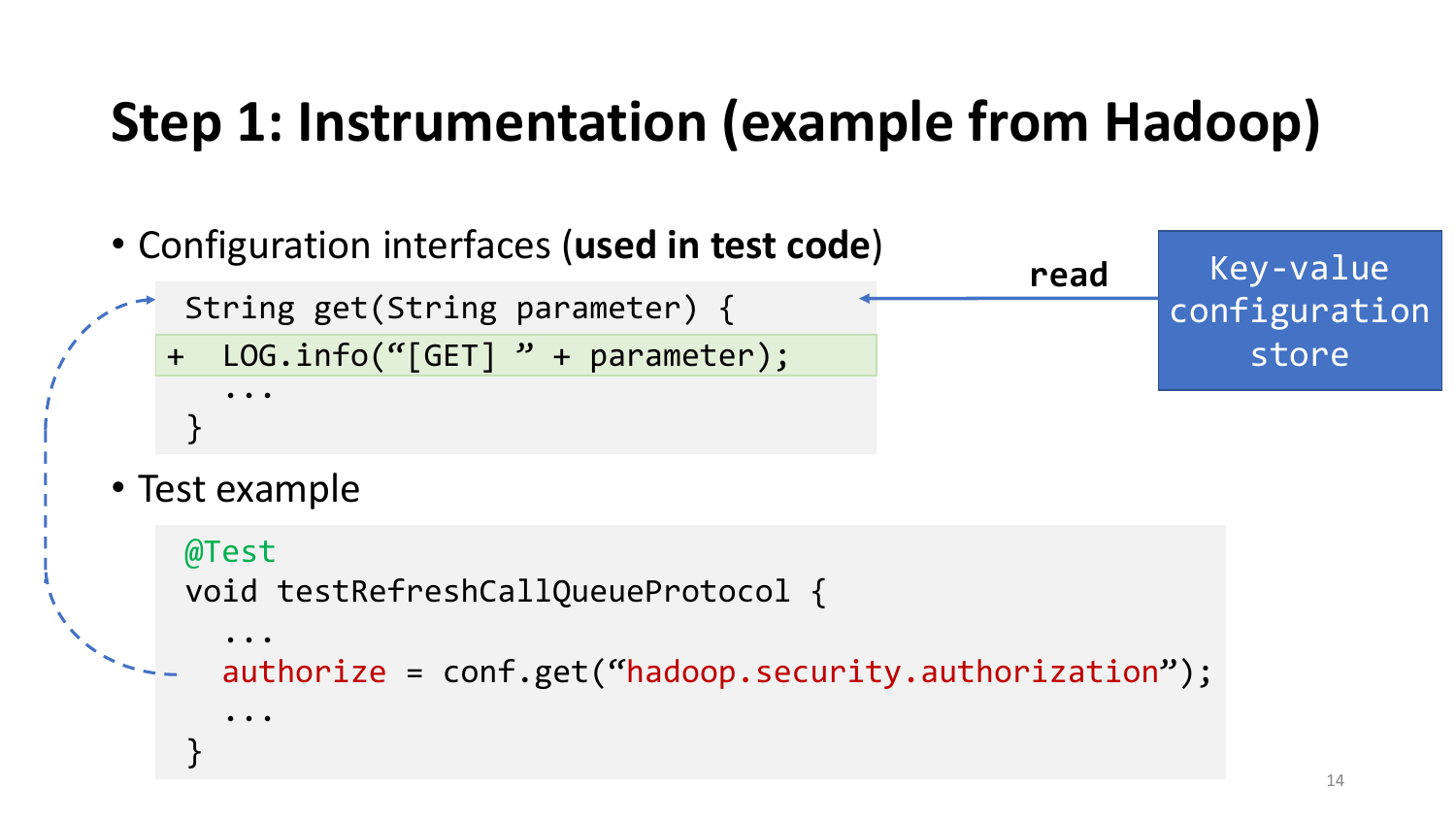# Step 1: Instrumentation (example from Hadoop)

- Configuration interfaces (**used in test code**)

```
String get(String parameter) {
+  LOG.info(“[GET] ” + parameter);
   ...
}
```

**read** ← Key-value configuration store

- Test example

```
@Test
void testRefreshCallQueueProtocol {
   ...
   authorize = conf.get(“hadoop.security.authorization”);
   ...
}
```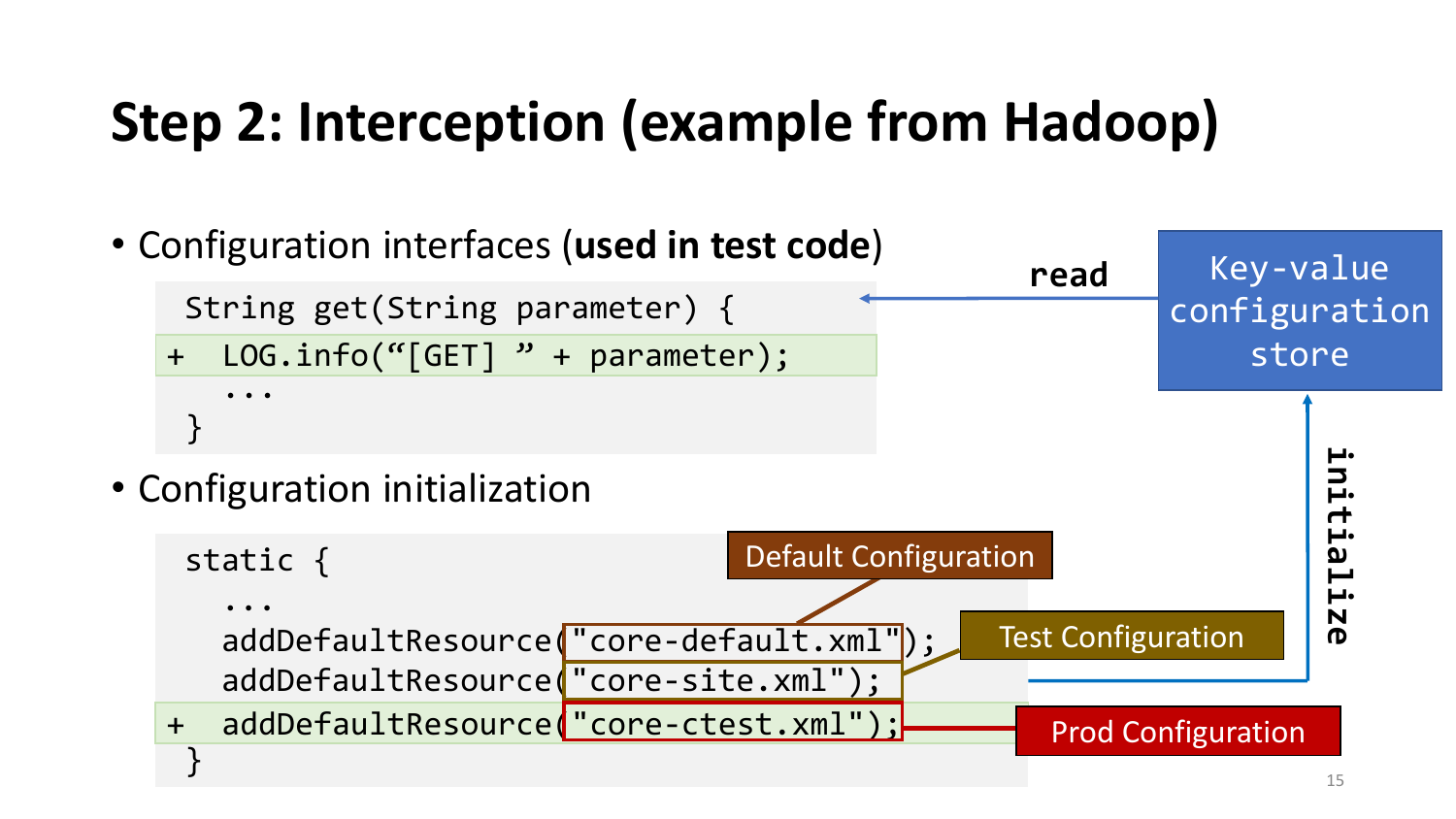# Step 2: Interception (example from Hadoop)

- Configuration interfaces (**used in test code**)

```
String get(String parameter) {
+  LOG.info("[GET] " + parameter);
   ...
}
```

- Configuration initialization

```
static {
   ...
   addDefaultResource("core-default.xml");
   addDefaultResource("core-site.xml");
+  addDefaultResource("core-ctest.xml");
}
```

Default Configuration

Test Configuration

Prod Configuration

Key-value configuration store

read

initialize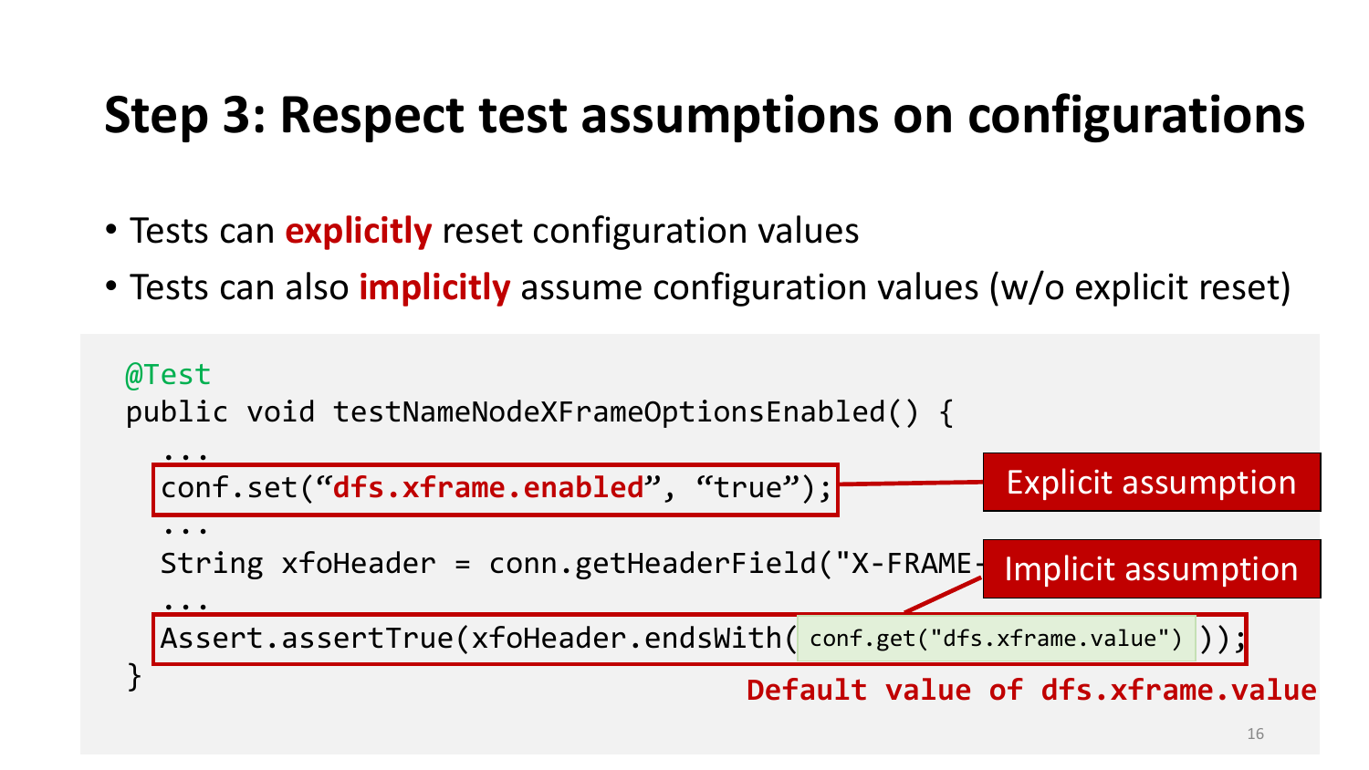# Step 3: Respect test assumptions on configurations

- Tests can **explicitly** reset configuration values
- Tests can also **implicitly** assume configuration values (w/o explicit reset)

```
@Test
public void testNameNodeXFrameOptionsEnabled() {
  ...
  conf.set(“dfs.xframe.enabled”, “true”);
  ...
  String xfoHeader = conn.getHeaderField("X-FRAME-
  ...
  Assert.assertTrue(xfoHeader.endsWith( conf.get("dfs.xframe.value") ));
}
```

Explicit assumption

Implicit assumption

Default value of dfs.xframe.value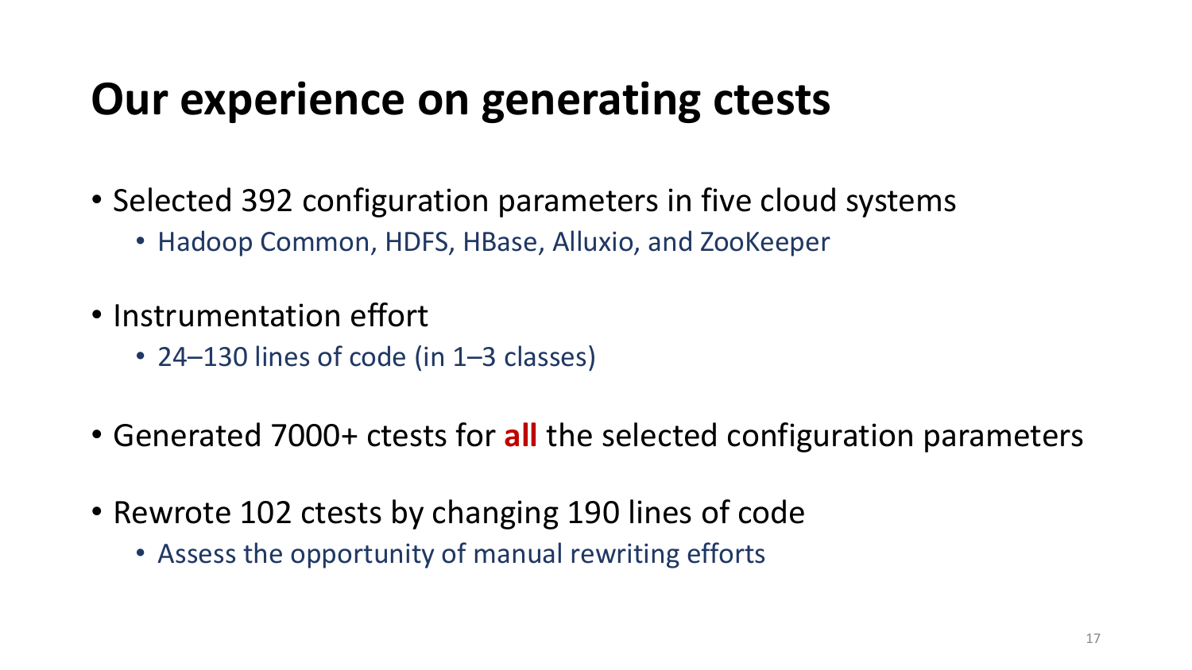# Our experience on generating ctests

- Selected 392 configuration parameters in five cloud systems
  - Hadoop Common, HDFS, HBase, Alluxio, and ZooKeeper
- Instrumentation effort
  - 24–130 lines of code (in 1–3 classes)
- Generated 7000+ ctests for **all** the selected configuration parameters
- Rewrote 102 ctests by changing 190 lines of code
  - Assess the opportunity of manual rewriting efforts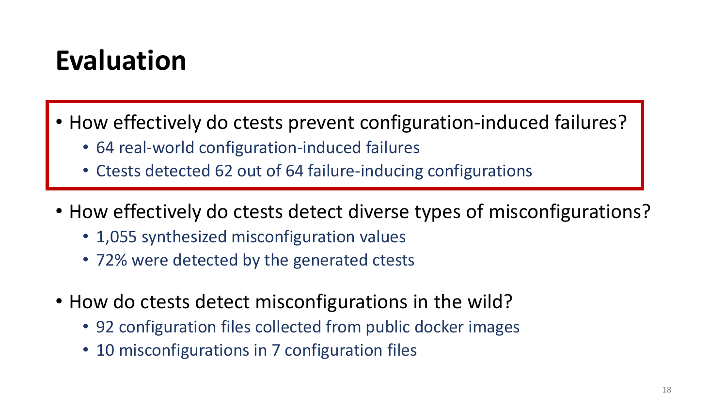# Evaluation

- How effectively do ctests prevent configuration-induced failures?
  - 64 real-world configuration-induced failures
  - Ctests detected 62 out of 64 failure-inducing configurations
- How effectively do ctests detect diverse types of misconfigurations?
  - 1,055 synthesized misconfiguration values
  - 72% were detected by the generated ctests
- How do ctests detect misconfigurations in the wild?
  - 92 configuration files collected from public docker images
  - 10 misconfigurations in 7 configuration files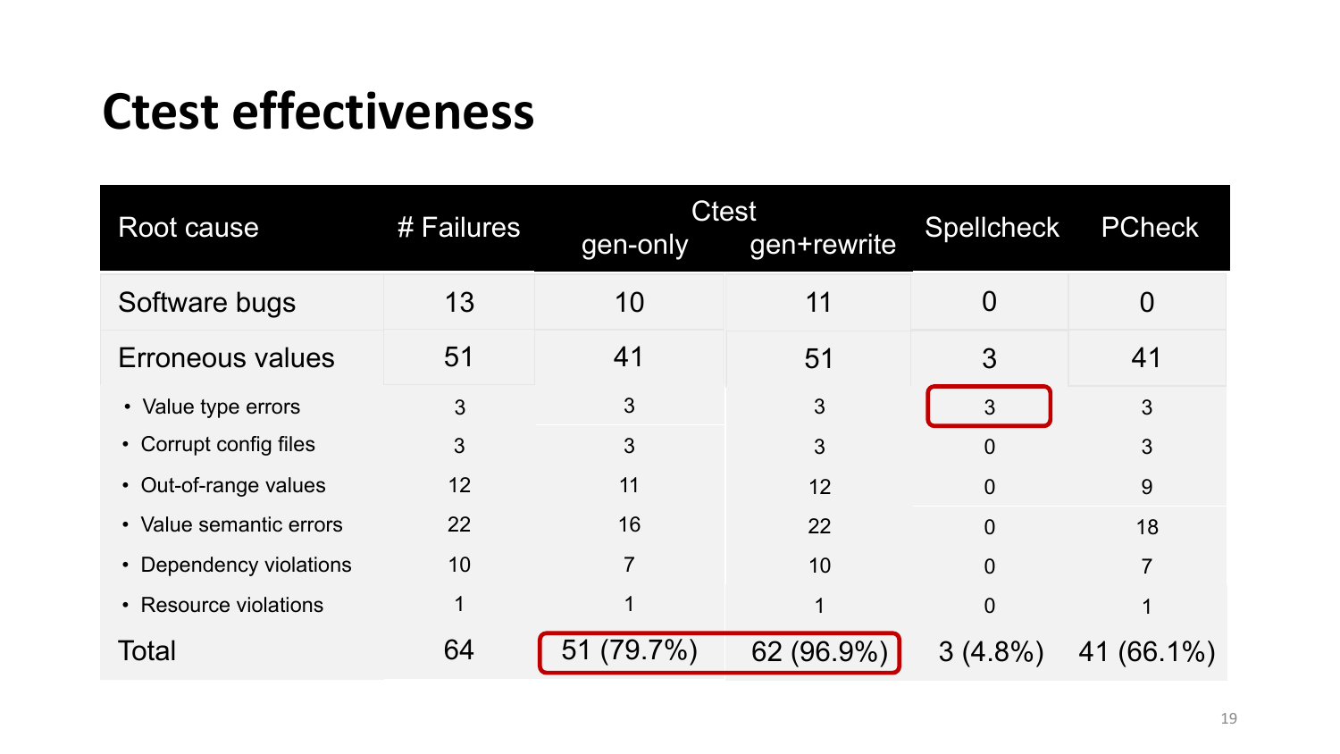# Ctest effectiveness

| Root cause | # Failures | Ctest | | Spellcheck | PCheck |
|---|---|---|---|---|---|
| | | gen-only | gen+rewrite | | |
| Software bugs | 13 | 10 | 11 | 0 | 0 |
| Erroneous values | 51 | 41 | 51 | 3 | 41 |
| • Value type errors | 3 | 3 | 3 | 3 | 3 |
| • Corrupt config files | 3 | 3 | 3 | 0 | 3 |
| • Out-of-range values | 12 | 11 | 12 | 0 | 9 |
| • Value semantic errors | 22 | 16 | 22 | 0 | 18 |
| • Dependency violations | 10 | 7 | 10 | 0 | 7 |
| • Resource violations | 1 | 1 | 1 | 0 | 1 |
| Total | 64 | 51 (79.7%) | 62 (96.9%) | 3 (4.8%) | 41 (66.1%) |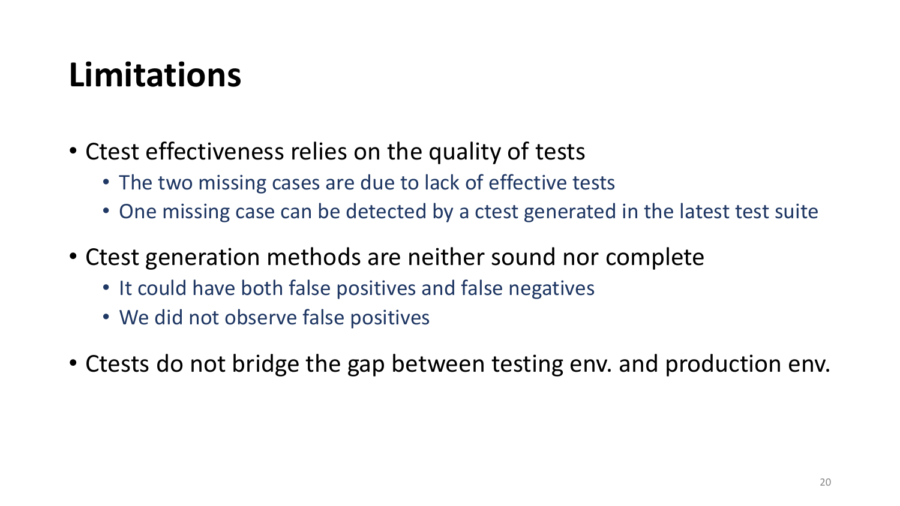# Limitations

- Ctest effectiveness relies on the quality of tests
  - The two missing cases are due to lack of effective tests
  - One missing case can be detected by a ctest generated in the latest test suite
- Ctest generation methods are neither sound nor complete
  - It could have both false positives and false negatives
  - We did not observe false positives
- Ctests do not bridge the gap between testing env. and production env.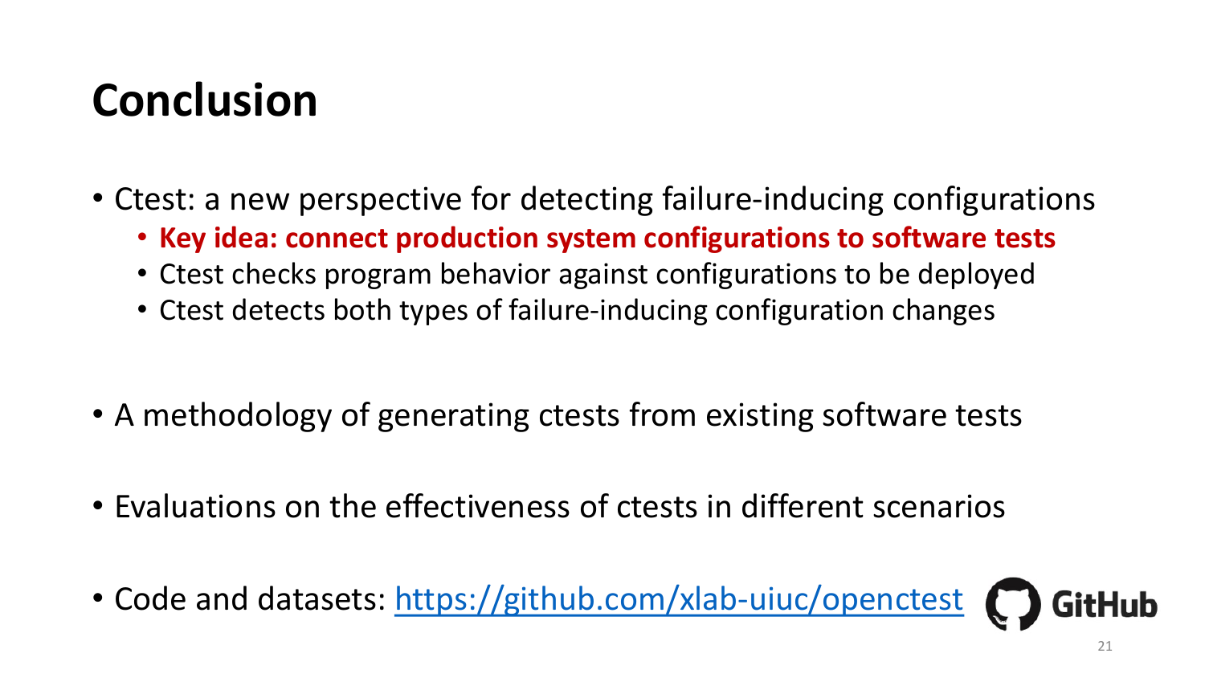# Conclusion

- Ctest: a new perspective for detecting failure-inducing configurations
  - **Key idea: connect production system configurations to software tests**
  - Ctest checks program behavior against configurations to be deployed
  - Ctest detects both types of failure-inducing configuration changes
- A methodology of generating ctests from existing software tests
- Evaluations on the effectiveness of ctests in different scenarios
- Code and datasets: https://github.com/xlab-uiuc/openctest

GitHub